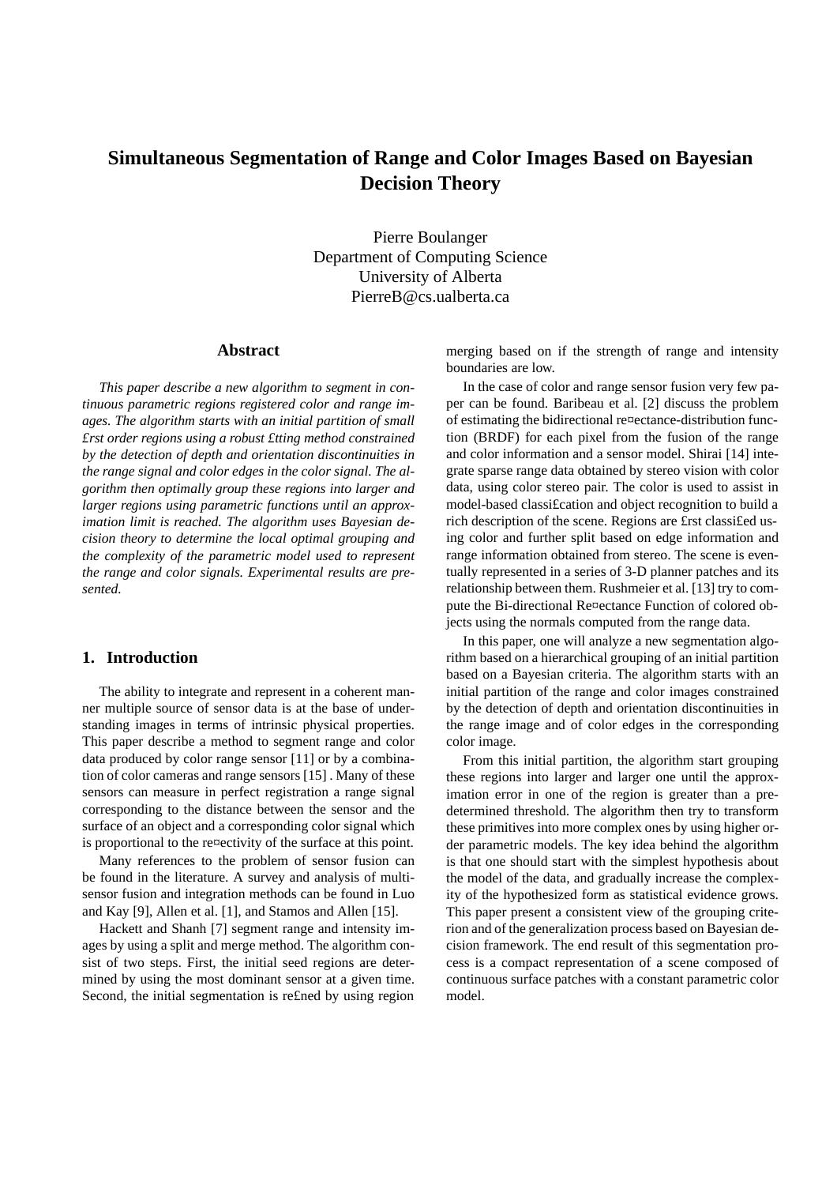# Simultaneous Segmentation of Range and Color Images Based on Bayesian Decision Theory

Pierre Boulanger
Department of Computing Science
University of Alberta
PierreB@cs.ualberta.ca

## Abstract

*This paper describe a new algorithm to segment in continuous parametric regions registered color and range images. The algorithm starts with an initial partition of small £rst order regions using a robust £tting method constrained by the detection of depth and orientation discontinuities in the range signal and color edges in the color signal. The algorithm then optimally group these regions into larger and larger regions using parametric functions until an approximation limit is reached. The algorithm uses Bayesian decision theory to determine the local optimal grouping and the complexity of the parametric model used to represent the range and color signals. Experimental results are presented.*

## 1. Introduction

The ability to integrate and represent in a coherent manner multiple source of sensor data is at the base of understanding images in terms of intrinsic physical properties. This paper describe a method to segment range and color data produced by color range sensor [11] or by a combination of color cameras and range sensors [15] . Many of these sensors can measure in perfect registration a range signal corresponding to the distance between the sensor and the surface of an object and a corresponding color signal which is proportional to the re¤ectivity of the surface at this point.

Many references to the problem of sensor fusion can be found in the literature. A survey and analysis of multisensor fusion and integration methods can be found in Luo and Kay [9], Allen et al. [1], and Stamos and Allen [15].

Hackett and Shanh [7] segment range and intensity images by using a split and merge method. The algorithm consist of two steps. First, the initial seed regions are determined by using the most dominant sensor at a given time. Second, the initial segmentation is re£ned by using region merging based on if the strength of range and intensity boundaries are low.

In the case of color and range sensor fusion very few paper can be found. Baribeau et al. [2] discuss the problem of estimating the bidirectional re¤ectance-distribution function (BRDF) for each pixel from the fusion of the range and color information and a sensor model. Shirai [14] integrate sparse range data obtained by stereo vision with color data, using color stereo pair. The color is used to assist in model-based classi£cation and object recognition to build a rich description of the scene. Regions are £rst classi£ed using color and further split based on edge information and range information obtained from stereo. The scene is eventually represented in a series of 3-D planner patches and its relationship between them. Rushmeier et al. [13] try to compute the Bi-directional Re¤ectance Function of colored objects using the normals computed from the range data.

In this paper, one will analyze a new segmentation algorithm based on a hierarchical grouping of an initial partition based on a Bayesian criteria. The algorithm starts with an initial partition of the range and color images constrained by the detection of depth and orientation discontinuities in the range image and of color edges in the corresponding color image.

From this initial partition, the algorithm start grouping these regions into larger and larger one until the approximation error in one of the region is greater than a predetermined threshold. The algorithm then try to transform these primitives into more complex ones by using higher order parametric models. The key idea behind the algorithm is that one should start with the simplest hypothesis about the model of the data, and gradually increase the complexity of the hypothesized form as statistical evidence grows. This paper present a consistent view of the grouping criterion and of the generalization process based on Bayesian decision framework. The end result of this segmentation process is a compact representation of a scene composed of continuous surface patches with a constant parametric color model.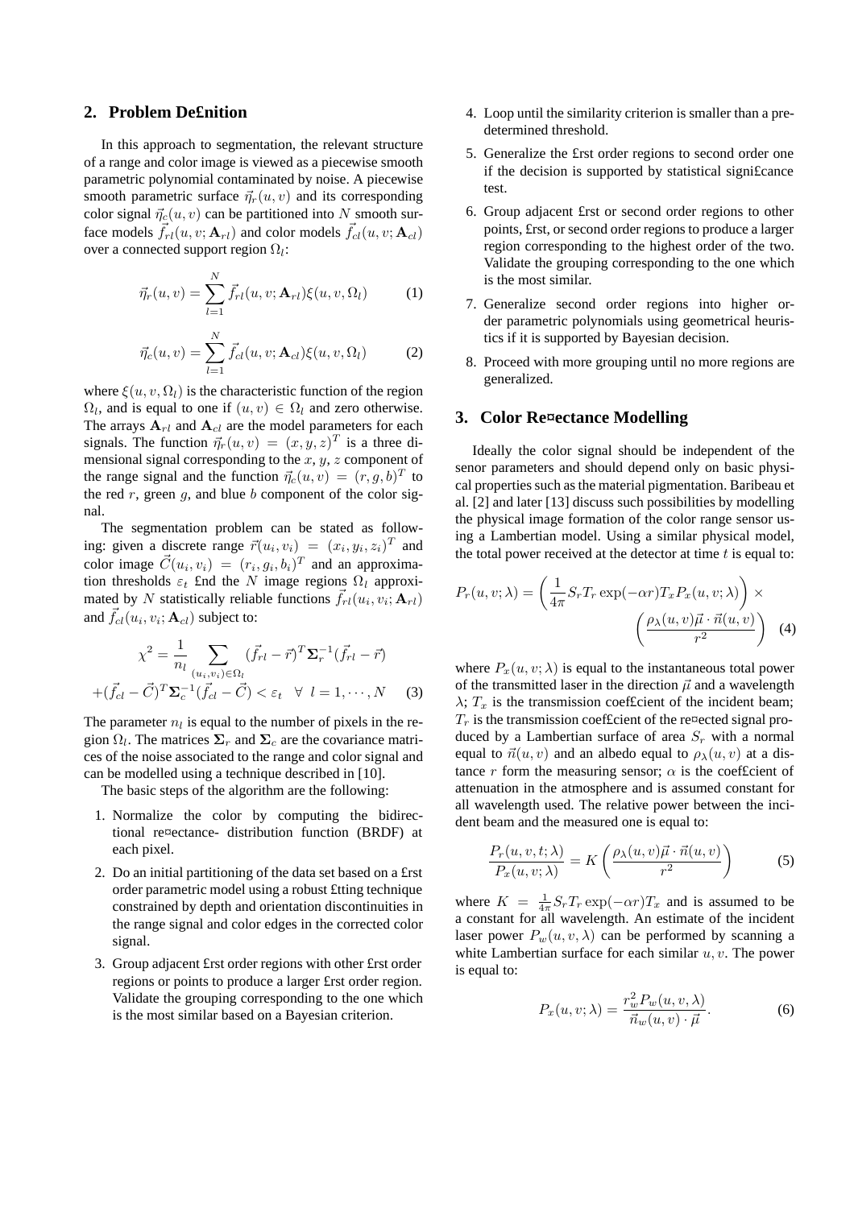## 2. Problem Definition

In this approach to segmentation, the relevant structure of a range and color image is viewed as a piecewise smooth parametric polynomial contaminated by noise. A piecewise smooth parametric surface $\vec{\eta}_r(u,v)$ and its corresponding color signal $\vec{\eta}_c(u,v)$ can be partitioned into $N$ smooth surface models $\vec{f}_{rl}(u,v;\mathbf{A}_{rl})$ and color models $\vec{f}_{cl}(u,v;\mathbf{A}_{cl})$ over a connected support region $\Omega_l$:

$$\vec{\eta}_r(u,v) = \sum_{l=1}^{N} \vec{f}_{rl}(u,v;\mathbf{A}_{rl})\xi(u,v,\Omega_l) \tag{1}$$

$$\vec{\eta}_c(u,v) = \sum_{l=1}^{N} \vec{f}_{cl}(u,v;\mathbf{A}_{cl})\xi(u,v,\Omega_l) \tag{2}$$

where $\xi(u,v,\Omega_l)$ is the characteristic function of the region $\Omega_l$, and is equal to one if $(u,v) \in \Omega_l$ and zero otherwise. The arrays $\mathbf{A}_{rl}$ and $\mathbf{A}_{cl}$ are the model parameters for each signals. The function $\vec{\eta}_r(u,v) = (x,y,z)^T$ is a three dimensional signal corresponding to the $x$, $y$, $z$ component of the range signal and the function $\vec{\eta}_c(u,v) = (r,g,b)^T$ to the red $r$, green $g$, and blue $b$ component of the color signal.

The segmentation problem can be stated as following: given a discrete range $\vec{r}(u_i,v_i) = (x_i,y_i,z_i)^T$ and color image $\vec{C}(u_i,v_i) = (r_i,g_i,b_i)^T$ and an approximation thresholds $\varepsilon_t$ find the $N$ image regions $\Omega_l$ approximated by $N$ statistically reliable functions $\vec{f}_{rl}(u_i,v_i;\mathbf{A}_{rl})$ and $\vec{f}_{cl}(u_i,v_i;\mathbf{A}_{cl})$ subject to:

$$\chi^2 = \frac{1}{n_l}\sum_{(u_i,v_i)\in\Omega_l} (\vec{f}_{rl}-\vec{r})^T\mathbf{\Sigma}_r^{-1}(\vec{f}_{rl}-\vec{r}) + (\vec{f}_{cl}-\vec{C})^T\mathbf{\Sigma}_c^{-1}(\vec{f}_{cl}-\vec{C}) < \varepsilon_t \quad \forall \ l=1,\cdots,N \tag{3}$$

The parameter $n_l$ is equal to the number of pixels in the region $\Omega_l$. The matrices $\mathbf{\Sigma}_r$ and $\mathbf{\Sigma}_c$ are the covariance matrices of the noise associated to the range and color signal and can be modelled using a technique described in [10].

The basic steps of the algorithm are the following:

1. Normalize the color by computing the bidirectional reflectance- distribution function (BRDF) at each pixel.
2. Do an initial partitioning of the data set based on a first order parametric model using a robust fitting technique constrained by depth and orientation discontinuities in the range signal and color edges in the corrected color signal.
3. Group adjacent first order regions with other first order regions or points to produce a larger first order region. Validate the grouping corresponding to the one which is the most similar based on a Bayesian criterion.
4. Loop until the similarity criterion is smaller than a predetermined threshold.
5. Generalize the first order regions to second order one if the decision is supported by statistical significance test.
6. Group adjacent first or second order regions to other points, first, or second order regions to produce a larger region corresponding to the highest order of the two. Validate the grouping corresponding to the one which is the most similar.
7. Generalize second order regions into higher order parametric polynomials using geometrical heuristics if it is supported by Bayesian decision.
8. Proceed with more grouping until no more regions are generalized.

## 3. Color Reflectance Modelling

Ideally the color signal should be independent of the senor parameters and should depend only on basic physical properties such as the material pigmentation. Baribeau et al. [2] and later [13] discuss such possibilities by modelling the physical image formation of the color range sensor using a Lambertian model. Using a similar physical model, the total power received at the detector at time $t$ is equal to:

$$P_r(u,v;\lambda) = \left(\frac{1}{4\pi}S_r T_r \exp(-\alpha r) T_x P_x(u,v;\lambda)\right) \times \left(\frac{\rho_\lambda(u,v)\vec{\mu}\cdot\vec{n}(u,v)}{r^2}\right) \tag{4}$$

where $P_x(u,v;\lambda)$ is equal to the instantaneous total power of the transmitted laser in the direction $\vec{\mu}$ and a wavelength $\lambda$; $T_x$ is the transmission coefficient of the incident beam; $T_r$ is the transmission coefficient of the reflected signal produced by a Lambertian surface of area $S_r$ with a normal equal to $\vec{n}(u,v)$ and an albedo equal to $\rho_\lambda(u,v)$ at a distance $r$ form the measuring sensor; $\alpha$ is the coefficient of attenuation in the atmosphere and is assumed constant for all wavelength used. The relative power between the incident beam and the measured one is equal to:

$$\frac{P_r(u,v,t;\lambda)}{P_x(u,v;\lambda)} = K\left(\frac{\rho_\lambda(u,v)\vec{\mu}\cdot\vec{n}(u,v)}{r^2}\right) \tag{5}$$

where $K = \frac{1}{4\pi}S_r T_r \exp(-\alpha r) T_x$ and is assumed to be a constant for all wavelength. An estimate of the incident laser power $P_w(u,v,\lambda)$ can be performed by scanning a white Lambertian surface for each similar $u,v$. The power is equal to:

$$P_x(u,v;\lambda) = \frac{r_w^2 P_w(u,v,\lambda)}{\vec{n}_w(u,v)\cdot\vec{\mu}}. \tag{6}$$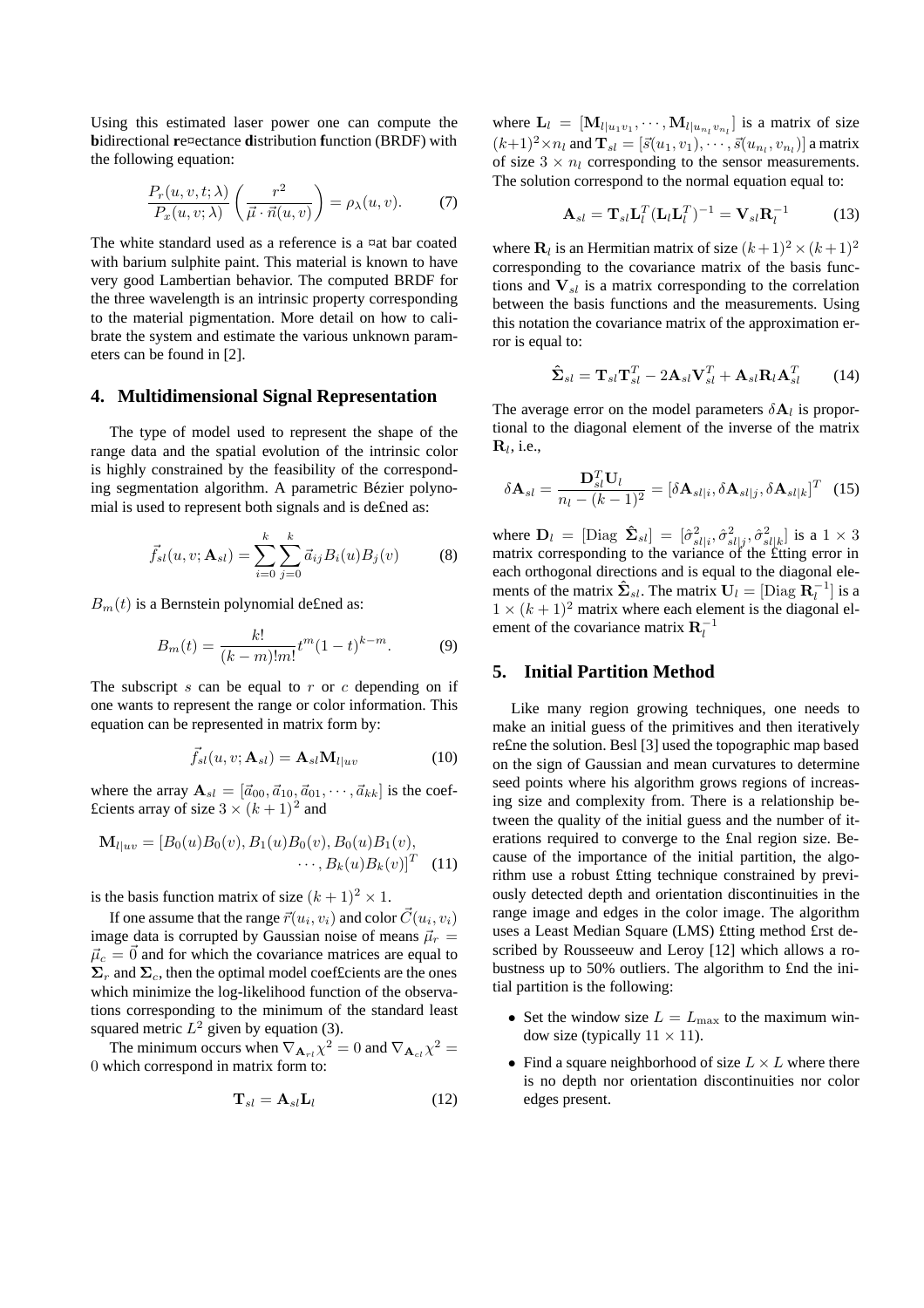Using this estimated laser power one can compute the **b**idirectional **r**eflectance **d**istribution **f**unction (BRDF) with the following equation:

$$\frac{P_r(u,v,t;\lambda)}{P_x(u,v;\lambda)}\left(\frac{r^2}{\vec{\mu}\cdot\vec{n}(u,v)}\right)=\rho_\lambda(u,v). \qquad (7)$$

The white standard used as a reference is a flat bar coated with barium sulphite paint. This material is known to have very good Lambertian behavior. The computed BRDF for the three wavelength is an intrinsic property corresponding to the material pigmentation. More detail on how to calibrate the system and estimate the various unknown parameters can be found in [2].

## 4. Multidimensional Signal Representation

The type of model used to represent the shape of the range data and the spatial evolution of the intrinsic color is highly constrained by the feasibility of the corresponding segmentation algorithm. A parametric Bézier polynomial is used to represent both signals and is defined as:

$$\vec{f}_{sl}(u,v;\mathbf{A}_{sl})=\sum_{i=0}^{k}\sum_{j=0}^{k}\vec{a}_{ij}B_i(u)B_j(v) \qquad (8)$$

$B_m(t)$ is a Bernstein polynomial defined as:

$$B_m(t)=\frac{k!}{(k-m)!m!}t^m(1-t)^{k-m}. \qquad (9)$$

The subscript $s$ can be equal to $r$ or $c$ depending on if one wants to represent the range or color information. This equation can be represented in matrix form by:

$$\vec{f}_{sl}(u,v;\mathbf{A}_{sl})=\mathbf{A}_{sl}\mathbf{M}_{l|uv} \qquad (10)$$

where the array $\mathbf{A}_{sl}=[\vec{a}_{00},\vec{a}_{10},\vec{a}_{01},\cdots,\vec{a}_{kk}]$ is the coefficients array of size $3\times(k+1)^2$ and

$$\mathbf{M}_{l|uv}=[B_0(u)B_0(v),B_1(u)B_0(v),B_0(u)B_1(v),\\ \cdots,B_k(u)B_k(v)]^T \qquad (11)$$

is the basis function matrix of size $(k+1)^2\times 1$.

If one assume that the range $\vec{r}(u_i,v_i)$ and color $\vec{C}(u_i,v_i)$ image data is corrupted by Gaussian noise of means $\vec{\mu}_r=\vec{\mu}_c=\vec{0}$ and for which the covariance matrices are equal to $\mathbf{\Sigma}_r$ and $\mathbf{\Sigma}_c$, then the optimal model coefficients are the ones which minimize the log-likelihood function of the observations corresponding to the minimum of the standard least squared metric $L^2$ given by equation (3).

The minimum occurs when $\nabla_{\mathbf{A}_{rl}}\chi^2=0$ and $\nabla_{\mathbf{A}_{cl}}\chi^2=0$ which correspond in matrix form to:

$$\mathbf{T}_{sl}=\mathbf{A}_{sl}\mathbf{L}_l \qquad (12)$$

where $\mathbf{L}_l=[\mathbf{M}_{l|u_1v_1},\cdots,\mathbf{M}_{l|u_{n_l}v_{n_l}}]$ is a matrix of size $(k+1)^2\times n_l$ and $\mathbf{T}_{sl}=[\vec{s}(u_1,v_1),\cdots,\vec{s}(u_{n_l},v_{n_l})]$ a matrix of size $3\times n_l$ corresponding to the sensor measurements. The solution correspond to the normal equation equal to:

$$\mathbf{A}_{sl}=\mathbf{T}_{sl}\mathbf{L}_l^T(\mathbf{L}_l\mathbf{L}_l^T)^{-1}=\mathbf{V}_{sl}\mathbf{R}_l^{-1} \qquad (13)$$

where $\mathbf{R}_l$ is an Hermitian matrix of size $(k+1)^2\times(k+1)^2$ corresponding to the covariance matrix of the basis functions and $\mathbf{V}_{sl}$ is a matrix corresponding to the correlation between the basis functions and the measurements. Using this notation the covariance matrix of the approximation error is equal to:

$$\hat{\mathbf{\Sigma}}_{sl}=\mathbf{T}_{sl}\mathbf{T}_{sl}^T-2\mathbf{A}_{sl}\mathbf{V}_{sl}^T+\mathbf{A}_{sl}\mathbf{R}_l\mathbf{A}_{sl}^T \qquad (14)$$

The average error on the model parameters $\delta\mathbf{A}_l$ is proportional to the diagonal element of the inverse of the matrix $\mathbf{R}_l$, i.e.,

$$\delta\mathbf{A}_{sl}=\frac{\mathbf{D}_{sl}^T\mathbf{U}_l}{n_l-(k-1)^2}=[\delta\mathbf{A}_{sl|i},\delta\mathbf{A}_{sl|j},\delta\mathbf{A}_{sl|k}]^T \qquad (15)$$

where $\mathbf{D}_l=[\text{Diag }\hat{\mathbf{\Sigma}}_{sl}]=[\hat{\sigma}^2_{sl|i},\hat{\sigma}^2_{sl|j},\hat{\sigma}^2_{sl|k}]$ is a $1\times 3$ matrix corresponding to the variance of the fitting error in each orthogonal directions and is equal to the diagonal elements of the matrix $\hat{\mathbf{\Sigma}}_{sl}$. The matrix $\mathbf{U}_l=[\text{Diag }\mathbf{R}_l^{-1}]$ is a $1\times(k+1)^2$ matrix where each element is the diagonal element of the covariance matrix $\mathbf{R}_l^{-1}$

## 5. Initial Partition Method

Like many region growing techniques, one needs to make an initial guess of the primitives and then iteratively refine the solution. Besl [3] used the topographic map based on the sign of Gaussian and mean curvatures to determine seed points where his algorithm grows regions of increasing size and complexity from. There is a relationship between the quality of the initial guess and the number of iterations required to converge to the final region size. Because of the importance of the initial partition, the algorithm use a robust fitting technique constrained by previously detected depth and orientation discontinuities in the range image and edges in the color image. The algorithm uses a Least Median Square (LMS) fitting method first described by Rousseeuw and Leroy [12] which allows a robustness up to 50% outliers. The algorithm to find the initial partition is the following:

- Set the window size $L=L_{\max}$ to the maximum window size (typically $11\times 11$).
- Find a square neighborhood of size $L\times L$ where there is no depth nor orientation discontinuities nor color edges present.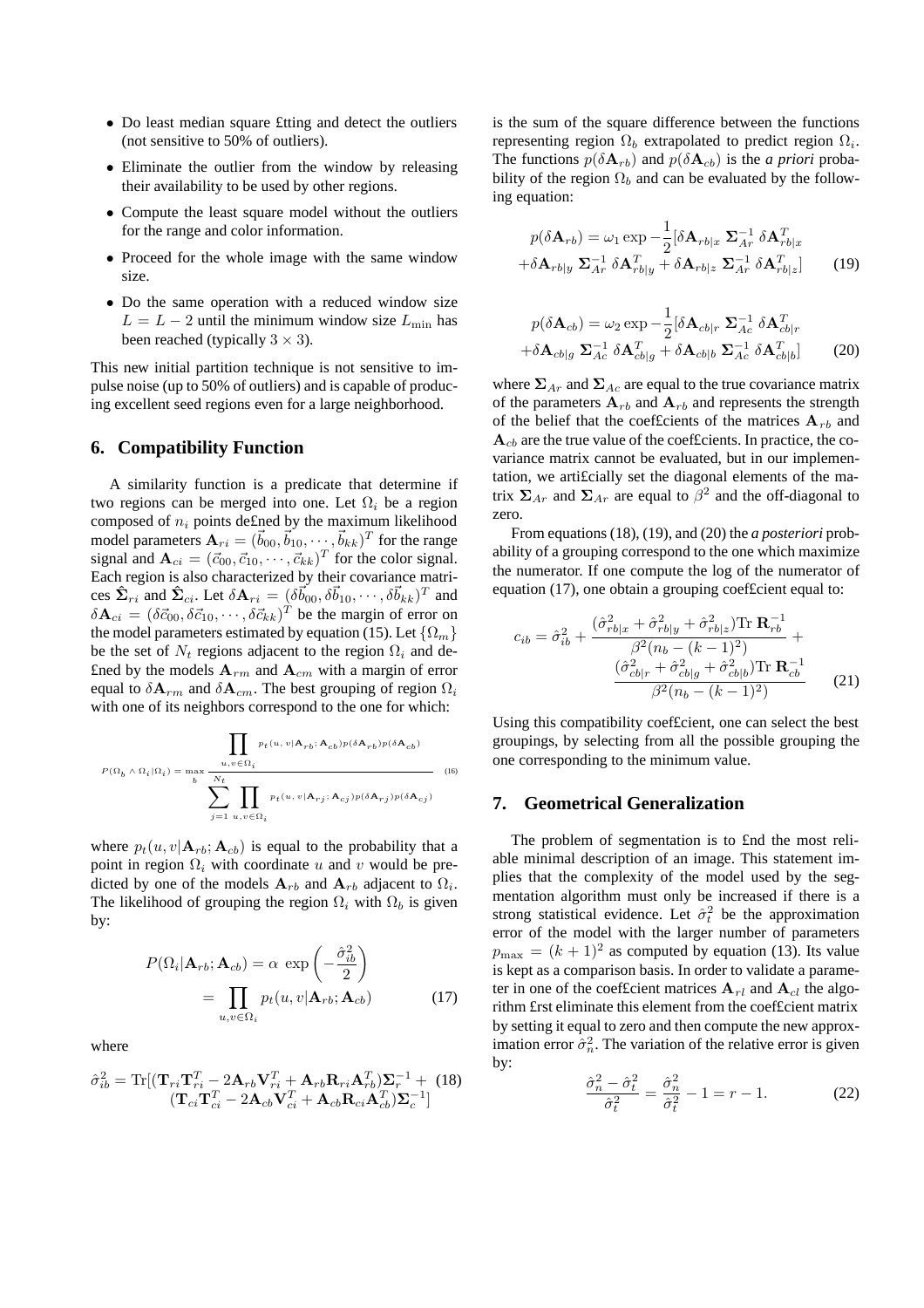- Do least median square fitting and detect the outliers (not sensitive to 50% of outliers).
- Eliminate the outlier from the window by releasing their availability to be used by other regions.
- Compute the least square model without the outliers for the range and color information.
- Proceed for the whole image with the same window size.
- Do the same operation with a reduced window size $L = L - 2$ until the minimum window size $L_{\min}$ has been reached (typically $3 \times 3$).

This new initial partition technique is not sensitive to impulse noise (up to 50% of outliers) and is capable of producing excellent seed regions even for a large neighborhood.

## 6. Compatibility Function

A similarity function is a predicate that determine if two regions can be merged into one. Let $\Omega_i$ be a region composed of $n_i$ points defined by the maximum likelihood model parameters $\mathbf{A}_{ri} = (\vec{b}_{00}, \vec{b}_{10}, \cdots, \vec{b}_{kk})^T$ for the range signal and $\mathbf{A}_{ci} = (\vec{c}_{00}, \vec{c}_{10}, \cdots, \vec{c}_{kk})^T$ for the color signal. Each region is also characterized by their covariance matrices $\hat{\mathbf{\Sigma}}_{ri}$ and $\hat{\mathbf{\Sigma}}_{ci}$. Let $\delta\mathbf{A}_{ri} = (\delta\vec{b}_{00}, \delta\vec{b}_{10}, \cdots, \delta\vec{b}_{kk})^T$ and $\delta\mathbf{A}_{ci} = (\delta\vec{c}_{00}, \delta\vec{c}_{10}, \cdots, \delta\vec{c}_{kk})^T$ be the margin of error on the model parameters estimated by equation (15). Let $\{\Omega_m\}$ be the set of $N_t$ regions adjacent to the region $\Omega_i$ and defined by the models $\mathbf{A}_{rm}$ and $\mathbf{A}_{cm}$ with a margin of error equal to $\delta\mathbf{A}_{rm}$ and $\delta\mathbf{A}_{cm}$. The best grouping of region $\Omega_i$ with one of its neighbors correspond to the one for which:

$$P(\Omega_b \wedge \Omega_i|\Omega_i) = \max_b \frac{\prod_{u,v\in\Omega_i} p_t(u,v|\mathbf{A}_{rb};\mathbf{A}_{cb})p(\delta\mathbf{A}_{rb})p(\delta\mathbf{A}_{cb})}{\sum_{j=1}^{N_t}\prod_{u,v\in\Omega_i} p_t(u,v|\mathbf{A}_{rj};\mathbf{A}_{cj})p(\delta\mathbf{A}_{rj})p(\delta\mathbf{A}_{cj})} \quad (16)$$

where $p_t(u,v|\mathbf{A}_{rb};\mathbf{A}_{cb})$ is equal to the probability that a point in region $\Omega_i$ with coordinate $u$ and $v$ would be predicted by one of the models $\mathbf{A}_{rb}$ and $\mathbf{A}_{rb}$ adjacent to $\Omega_i$. The likelihood of grouping the region $\Omega_i$ with $\Omega_b$ is given by:

$$\begin{aligned} P(\Omega_i|\mathbf{A}_{rb};\mathbf{A}_{cb}) &= \alpha\ \exp\left(-\frac{\hat{\sigma}_{ib}^2}{2}\right) \\ &= \prod_{u,v\in\Omega_i} p_t(u,v|\mathbf{A}_{rb};\mathbf{A}_{cb}) \end{aligned} \quad (17)$$

where

$$\hat{\sigma}_{ib}^2 = \mathrm{Tr}[(\mathbf{T}_{ri}\mathbf{T}_{ri}^T - 2\mathbf{A}_{rb}\mathbf{V}_{ri}^T + \mathbf{A}_{rb}\mathbf{R}_{ri}\mathbf{A}_{rb}^T)\mathbf{\Sigma}_r^{-1} + (\mathbf{T}_{ci}\mathbf{T}_{ci}^T - 2\mathbf{A}_{cb}\mathbf{V}_{ci}^T + \mathbf{A}_{cb}\mathbf{R}_{ci}\mathbf{A}_{cb}^T)\mathbf{\Sigma}_c^{-1}] \quad (18)$$

is the sum of the square difference between the functions representing region $\Omega_b$ extrapolated to predict region $\Omega_i$. The functions $p(\delta\mathbf{A}_{rb})$ and $p(\delta\mathbf{A}_{cb})$ is the *a priori* probability of the region $\Omega_b$ and can be evaluated by the following equation:

$$\begin{aligned} p(\delta\mathbf{A}_{rb}) = \omega_1 \exp -\frac{1}{2}[\delta\mathbf{A}_{rb|x}\ \mathbf{\Sigma}_{Ar}^{-1}\ \delta\mathbf{A}_{rb|x}^T \\ +\delta\mathbf{A}_{rb|y}\ \mathbf{\Sigma}_{Ar}^{-1}\ \delta\mathbf{A}_{rb|y}^T + \delta\mathbf{A}_{rb|z}\ \mathbf{\Sigma}_{Ar}^{-1}\ \delta\mathbf{A}_{rb|z}^T] \end{aligned} \quad (19)$$

$$\begin{aligned} p(\delta\mathbf{A}_{cb}) = \omega_2 \exp -\frac{1}{2}[\delta\mathbf{A}_{cb|r}\ \mathbf{\Sigma}_{Ac}^{-1}\ \delta\mathbf{A}_{cb|r}^T \\ +\delta\mathbf{A}_{cb|g}\ \mathbf{\Sigma}_{Ac}^{-1}\ \delta\mathbf{A}_{cb|g}^T + \delta\mathbf{A}_{cb|b}\ \mathbf{\Sigma}_{Ac}^{-1}\ \delta\mathbf{A}_{cb|b}^T] \end{aligned} \quad (20)$$

where $\mathbf{\Sigma}_{Ar}$ and $\mathbf{\Sigma}_{Ac}$ are equal to the true covariance matrix of the parameters $\mathbf{A}_{rb}$ and $\mathbf{A}_{rb}$ and represents the strength of the belief that the coefficients of the matrices $\mathbf{A}_{rb}$ and $\mathbf{A}_{cb}$ are the true value of the coefficients. In practice, the covariance matrix cannot be evaluated, but in our implementation, we artificially set the diagonal elements of the matrix $\mathbf{\Sigma}_{Ar}$ and $\mathbf{\Sigma}_{Ar}$ are equal to $\beta^2$ and the off-diagonal to zero.

From equations (18), (19), and (20) the *a posteriori* probability of a grouping correspond to the one which maximize the numerator. If one compute the log of the numerator of equation (17), one obtain a grouping coefficient equal to:

$$c_{ib} = \hat{\sigma}_{ib}^2 + \frac{(\hat{\sigma}_{rb|x}^2 + \hat{\sigma}_{rb|y}^2 + \hat{\sigma}_{rb|z}^2)\mathrm{Tr}\ \mathbf{R}_{rb}^{-1}}{\beta^2(n_b - (k-1)^2)} + \frac{(\hat{\sigma}_{cb|r}^2 + \hat{\sigma}_{cb|g}^2 + \hat{\sigma}_{cb|b}^2)\mathrm{Tr}\ \mathbf{R}_{cb}^{-1}}{\beta^2(n_b - (k-1)^2)} \quad (21)$$

Using this compatibility coefficient, one can select the best groupings, by selecting from all the possible grouping the one corresponding to the minimum value.

## 7. Geometrical Generalization

The problem of segmentation is to find the most reliable minimal description of an image. This statement implies that the complexity of the model used by the segmentation algorithm must only be increased if there is a strong statistical evidence. Let $\hat{\sigma}_t^2$ be the approximation error of the model with the larger number of parameters $p_{\max} = (k+1)^2$ as computed by equation (13). Its value is kept as a comparison basis. In order to validate a parameter in one of the coefficient matrices $\mathbf{A}_{rl}$ and $\mathbf{A}_{cl}$ the algorithm first eliminate this element from the coefficient matrix by setting it equal to zero and then compute the new approximation error $\hat{\sigma}_n^2$. The variation of the relative error is given by:

$$\frac{\hat{\sigma}_n^2 - \hat{\sigma}_t^2}{\hat{\sigma}_t^2} = \frac{\hat{\sigma}_n^2}{\hat{\sigma}_t^2} - 1 = r - 1. \quad (22)$$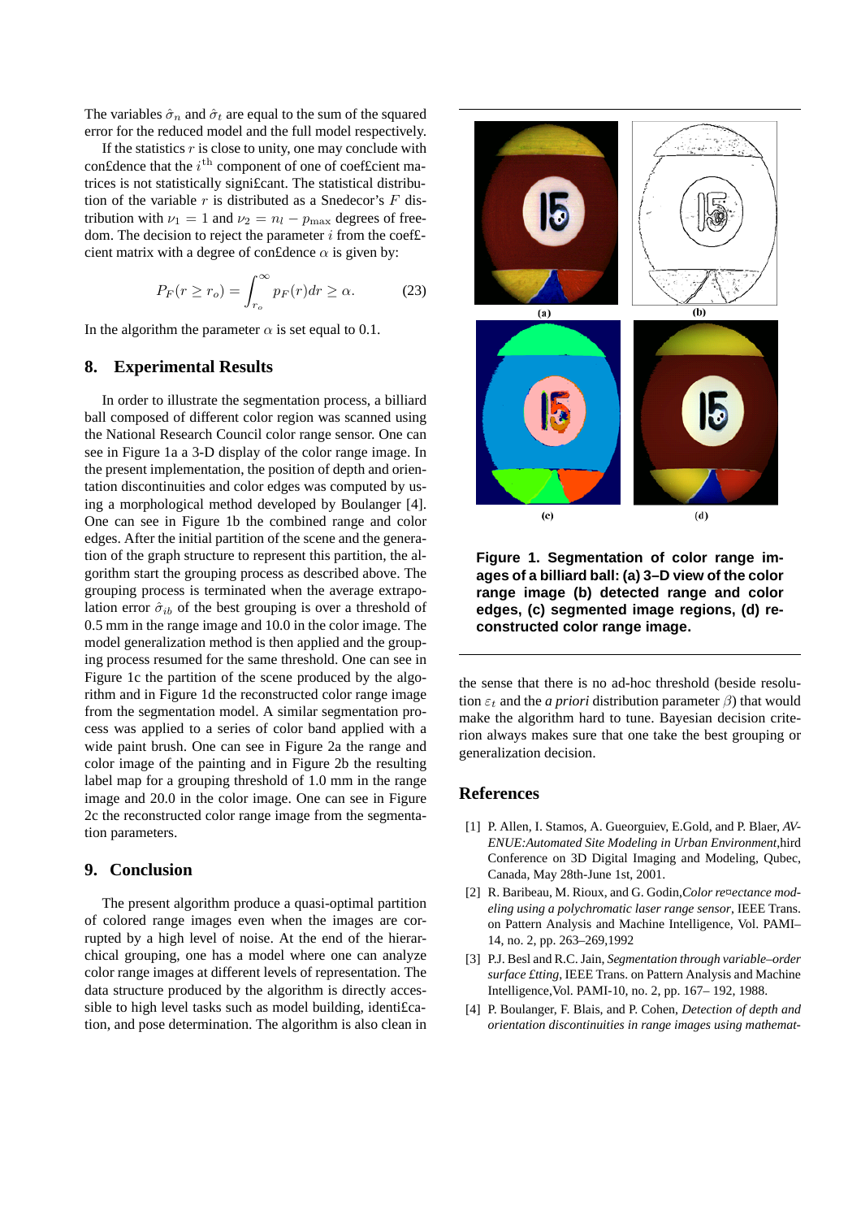The variables $\hat{\sigma}_n$ and $\hat{\sigma}_t$ are equal to the sum of the squared error for the reduced model and the full model respectively.

If the statistics $r$ is close to unity, one may conclude with con£dence that the $i^{\text{th}}$ component of one of coef£cient matrices is not statistically signi£cant. The statistical distribution of the variable $r$ is distributed as a Snedecor's $F$ distribution with $\nu_1 = 1$ and $\nu_2 = n_l - p_{\max}$ degrees of freedom. The decision to reject the parameter $i$ from the coef£cient matrix with a degree of con£dence $\alpha$ is given by:

$$P_F(r \geq r_o) = \int_{r_o}^{\infty} p_F(r)dr \geq \alpha. \tag{23}$$

In the algorithm the parameter $\alpha$ is set equal to 0.1.

## 8. Experimental Results

In order to illustrate the segmentation process, a billiard ball composed of different color region was scanned using the National Research Council color range sensor. One can see in Figure 1a a 3-D display of the color range image. In the present implementation, the position of depth and orientation discontinuities and color edges was computed by using a morphological method developed by Boulanger [4]. One can see in Figure 1b the combined range and color edges. After the initial partition of the scene and the generation of the graph structure to represent this partition, the algorithm start the grouping process as described above. The grouping process is terminated when the average extrapolation error $\hat{\sigma}_{ib}$ of the best grouping is over a threshold of 0.5 mm in the range image and 10.0 in the color image. The model generalization method is then applied and the grouping process resumed for the same threshold. One can see in Figure 1c the partition of the scene produced by the algorithm and in Figure 1d the reconstructed color range image from the segmentation model. A similar segmentation process was applied to a series of color band applied with a wide paint brush. One can see in Figure 2a the range and color image of the painting and in Figure 2b the resulting label map for a grouping threshold of 1.0 mm in the range image and 20.0 in the color image. One can see in Figure 2c the reconstructed color range image from the segmentation parameters.

## 9. Conclusion

The present algorithm produce a quasi-optimal partition of colored range images even when the images are corrupted by a high level of noise. At the end of the hierarchical grouping, one has a model where one can analyze color range images at different levels of representation. The data structure produced by the algorithm is directly accessible to high level tasks such as model building, identi£cation, and pose determination. The algorithm is also clean in the sense that there is no ad-hoc threshold (beside resolution $\varepsilon_t$ and the *a priori* distribution parameter $\beta$) that would make the algorithm hard to tune. Bayesian decision criterion always makes sure that one take the best grouping or generalization decision.

**Figure 1. Segmentation of color range images of a billiard ball: (a) 3–D view of the color range image (b) detected range and color edges, (c) segmented image regions, (d) reconstructed color range image.**

## References

[1] P. Allen, I. Stamos, A. Gueorguiev, E.Gold, and P. Blaer, *AVENUE:Automated Site Modeling in Urban Environment*,hird Conference on 3D Digital Imaging and Modeling, Qubec, Canada, May 28th-June 1st, 2001.

[2] R. Baribeau, M. Rioux, and G. Godin,*Color re¤ectance modeling using a polychromatic laser range sensor*, IEEE Trans. on Pattern Analysis and Machine Intelligence, Vol. PAMI–14, no. 2, pp. 263–269,1992

[3] P.J. Besl and R.C. Jain, *Segmentation through variable–order surface £tting*, IEEE Trans. on Pattern Analysis and Machine Intelligence,Vol. PAMI-10, no. 2, pp. 167– 192, 1988.

[4] P. Boulanger, F. Blais, and P. Cohen, *Detection of depth and orientation discontinuities in range images using mathemat-*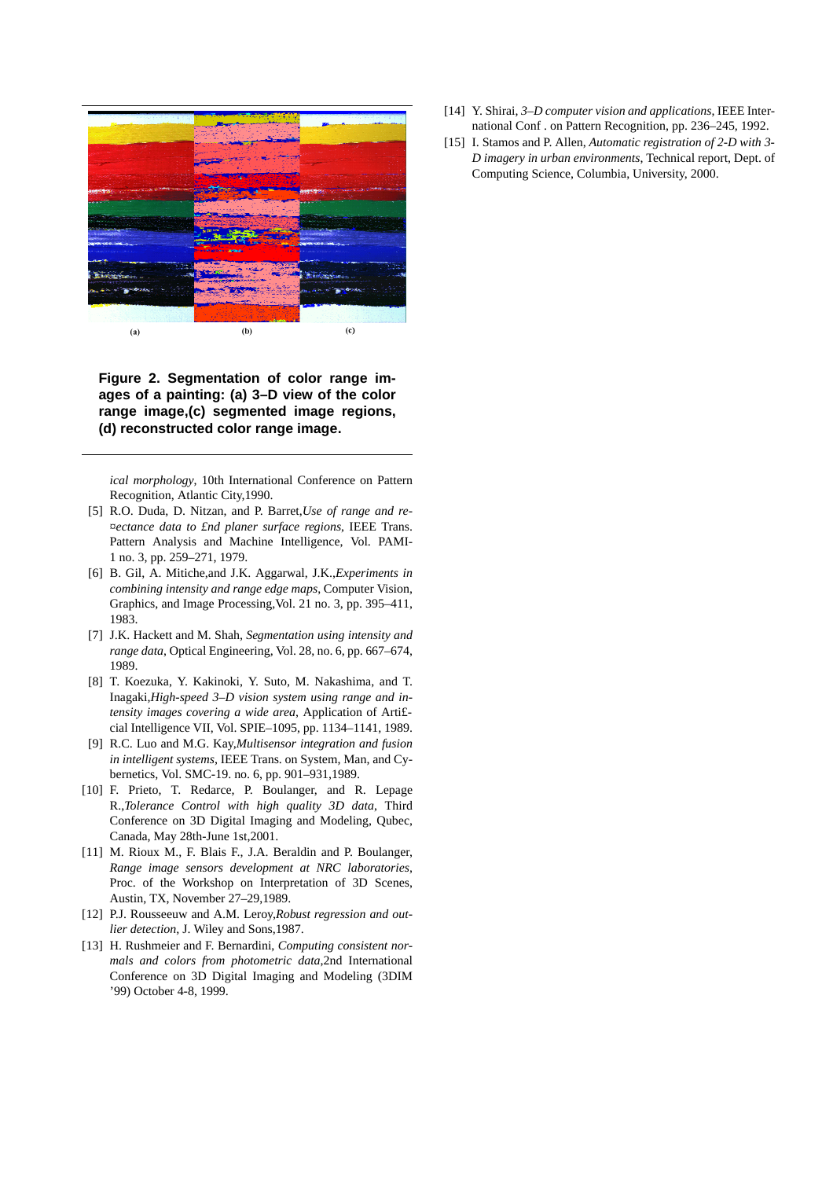(a) (b) (c)

**Figure 2. Segmentation of color range images of a painting: (a) 3–D view of the color range image,(c) segmented image regions, (d) reconstructed color range image.**

*ical morphology*, 10th International Conference on Pattern Recognition, Atlantic City,1990.

[5] R.O. Duda, D. Nitzan, and P. Barret,*Use of range and re¤ectance data to £nd planer surface regions*, IEEE Trans. Pattern Analysis and Machine Intelligence, Vol. PAMI-1 no. 3, pp. 259–271, 1979.

[6] B. Gil, A. Mitiche,and J.K. Aggarwal, J.K.,*Experiments in combining intensity and range edge maps*, Computer Vision, Graphics, and Image Processing,Vol. 21 no. 3, pp. 395–411, 1983.

[7] J.K. Hackett and M. Shah, *Segmentation using intensity and range data*, Optical Engineering, Vol. 28, no. 6, pp. 667–674, 1989.

[8] T. Koezuka, Y. Kakinoki, Y. Suto, M. Nakashima, and T. Inagaki,*High-speed 3–D vision system using range and intensity images covering a wide area*, Application of Arti£cial Intelligence VII, Vol. SPIE–1095, pp. 1134–1141, 1989.

[9] R.C. Luo and M.G. Kay,*Multisensor integration and fusion in intelligent systems*, IEEE Trans. on System, Man, and Cybernetics, Vol. SMC-19. no. 6, pp. 901–931,1989.

[10] F. Prieto, T. Redarce, P. Boulanger, and R. Lepage R.,*Tolerance Control with high quality 3D data*, Third Conference on 3D Digital Imaging and Modeling, Qubec, Canada, May 28th-June 1st,2001.

[11] M. Rioux M., F. Blais F., J.A. Beraldin and P. Boulanger, *Range image sensors development at NRC laboratories*, Proc. of the Workshop on Interpretation of 3D Scenes, Austin, TX, November 27–29,1989.

[12] P.J. Rousseeuw and A.M. Leroy,*Robust regression and outlier detection*, J. Wiley and Sons,1987.

[13] H. Rushmeier and F. Bernardini, *Computing consistent normals and colors from photometric data*,2nd International Conference on 3D Digital Imaging and Modeling (3DIM '99) October 4-8, 1999.

[14] Y. Shirai, *3–D computer vision and applications*, IEEE International Conf . on Pattern Recognition, pp. 236–245, 1992.

[15] I. Stamos and P. Allen, *Automatic registration of 2-D with 3-D imagery in urban environments*, Technical report, Dept. of Computing Science, Columbia, University, 2000.